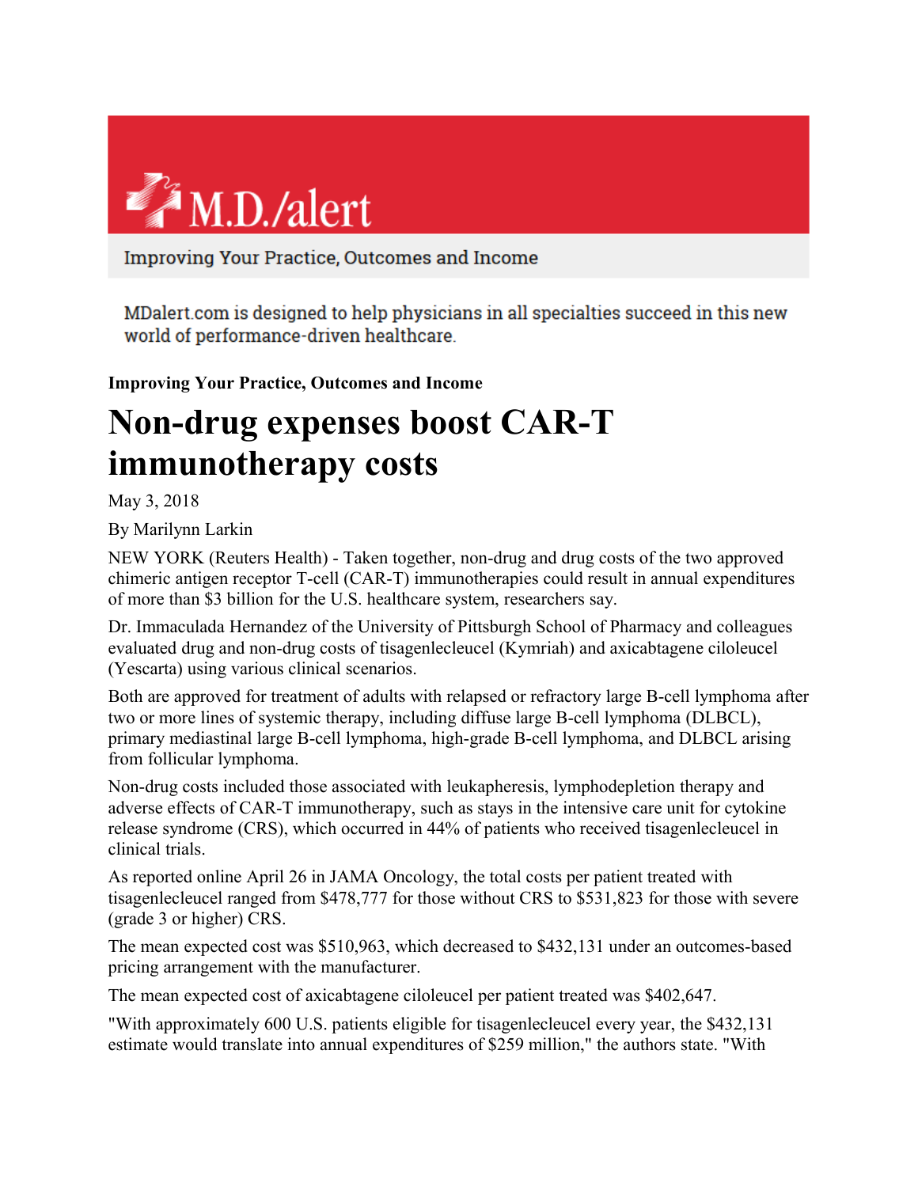M.D./alert

Improving Your Practice, Outcomes and Income

MDalert.com is designed to help physicians in all specialties succeed in this new world of performance-driven healthcare.

**Improving Your Practice, Outcomes and Income**

# Non-drug expenses boost CAR-T immunotherapy costs

May 3, 2018

By Marilynn Larkin

NEW YORK (Reuters Health) - Taken together, non-drug and drug costs of the two approved chimeric antigen receptor T-cell (CAR-T) immunotherapies could result in annual expenditures of more than $3 billion for the U.S. healthcare system, researchers say.

Dr. Immaculada Hernandez of the University of Pittsburgh School of Pharmacy and colleagues evaluated drug and non-drug costs of tisagenlecleucel (Kymriah) and axicabtagene ciloleucel (Yescarta) using various clinical scenarios.

Both are approved for treatment of adults with relapsed or refractory large B-cell lymphoma after two or more lines of systemic therapy, including diffuse large B-cell lymphoma (DLBCL), primary mediastinal large B-cell lymphoma, high-grade B-cell lymphoma, and DLBCL arising from follicular lymphoma.

Non-drug costs included those associated with leukapheresis, lymphodepletion therapy and adverse effects of CAR-T immunotherapy, such as stays in the intensive care unit for cytokine release syndrome (CRS), which occurred in 44% of patients who received tisagenlecleucel in clinical trials.

As reported online April 26 in JAMA Oncology, the total costs per patient treated with tisagenlecleucel ranged from $478,777 for those without CRS to $531,823 for those with severe (grade 3 or higher) CRS.

The mean expected cost was $510,963, which decreased to $432,131 under an outcomes-based pricing arrangement with the manufacturer.

The mean expected cost of axicabtagene ciloleucel per patient treated was $402,647.

"With approximately 600 U.S. patients eligible for tisagenlecleucel every year, the $432,131 estimate would translate into annual expenditures of $259 million," the authors state. "With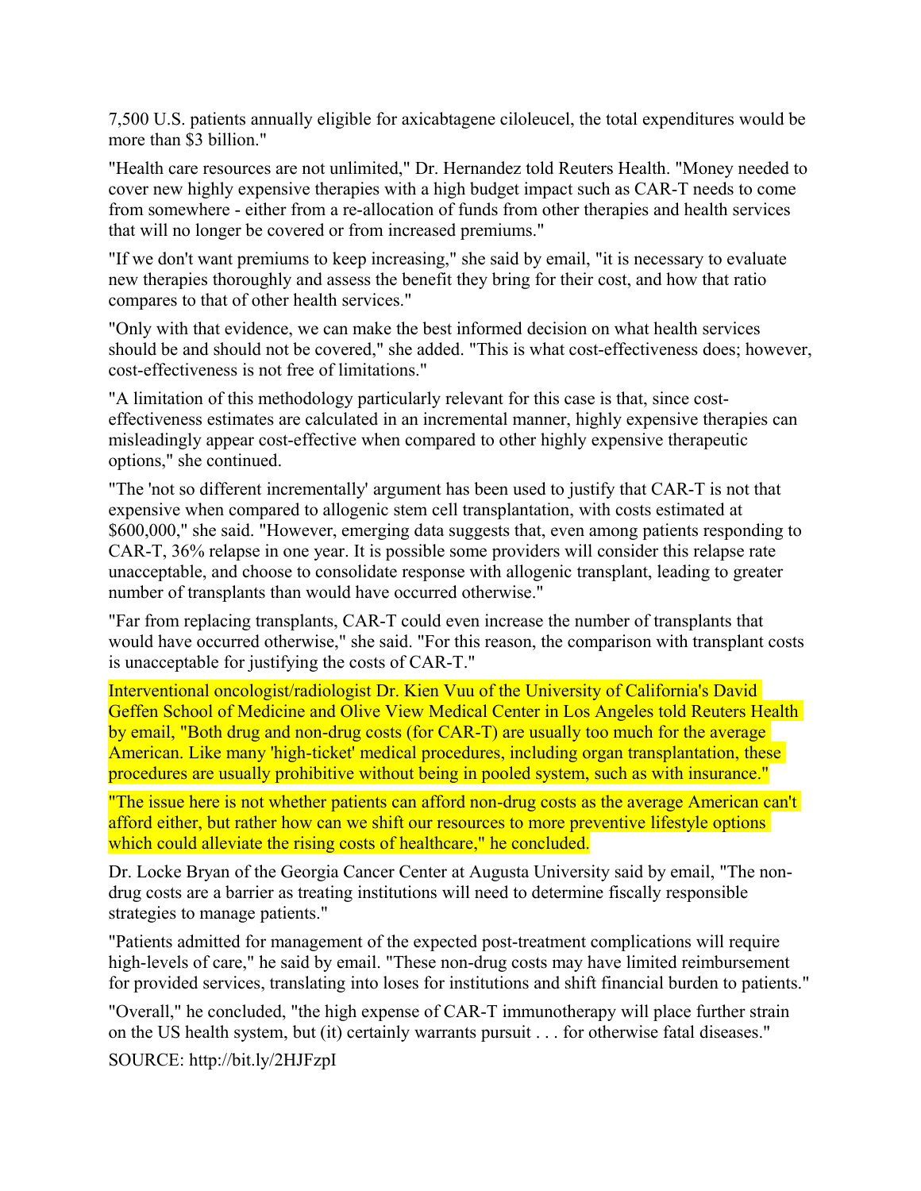7,500 U.S. patients annually eligible for axicabtagene ciloleucel, the total expenditures would be more than $3 billion."

"Health care resources are not unlimited," Dr. Hernandez told Reuters Health. "Money needed to cover new highly expensive therapies with a high budget impact such as CAR-T needs to come from somewhere - either from a re-allocation of funds from other therapies and health services that will no longer be covered or from increased premiums."

"If we don't want premiums to keep increasing," she said by email, "it is necessary to evaluate new therapies thoroughly and assess the benefit they bring for their cost, and how that ratio compares to that of other health services."

"Only with that evidence, we can make the best informed decision on what health services should be and should not be covered," she added. "This is what cost-effectiveness does; however, cost-effectiveness is not free of limitations."

"A limitation of this methodology particularly relevant for this case is that, since cost-effectiveness estimates are calculated in an incremental manner, highly expensive therapies can misleadingly appear cost-effective when compared to other highly expensive therapeutic options," she continued.

"The 'not so different incrementally' argument has been used to justify that CAR-T is not that expensive when compared to allogenic stem cell transplantation, with costs estimated at $600,000," she said. "However, emerging data suggests that, even among patients responding to CAR-T, 36% relapse in one year. It is possible some providers will consider this relapse rate unacceptable, and choose to consolidate response with allogenic transplant, leading to greater number of transplants than would have occurred otherwise."

"Far from replacing transplants, CAR-T could even increase the number of transplants that would have occurred otherwise," she said. "For this reason, the comparison with transplant costs is unacceptable for justifying the costs of CAR-T."

Interventional oncologist/radiologist Dr. Kien Vuu of the University of California's David Geffen School of Medicine and Olive View Medical Center in Los Angeles told Reuters Health by email, "Both drug and non-drug costs (for CAR-T) are usually too much for the average American. Like many 'high-ticket' medical procedures, including organ transplantation, these procedures are usually prohibitive without being in pooled system, such as with insurance."

"The issue here is not whether patients can afford non-drug costs as the average American can't afford either, but rather how can we shift our resources to more preventive lifestyle options which could alleviate the rising costs of healthcare," he concluded.

Dr. Locke Bryan of the Georgia Cancer Center at Augusta University said by email, "The non-drug costs are a barrier as treating institutions will need to determine fiscally responsible strategies to manage patients."

"Patients admitted for management of the expected post-treatment complications will require high-levels of care," he said by email. "These non-drug costs may have limited reimbursement for provided services, translating into loses for institutions and shift financial burden to patients."

"Overall," he concluded, "the high expense of CAR-T immunotherapy will place further strain on the US health system, but (it) certainly warrants pursuit . . . for otherwise fatal diseases."

SOURCE: http://bit.ly/2HJFzpI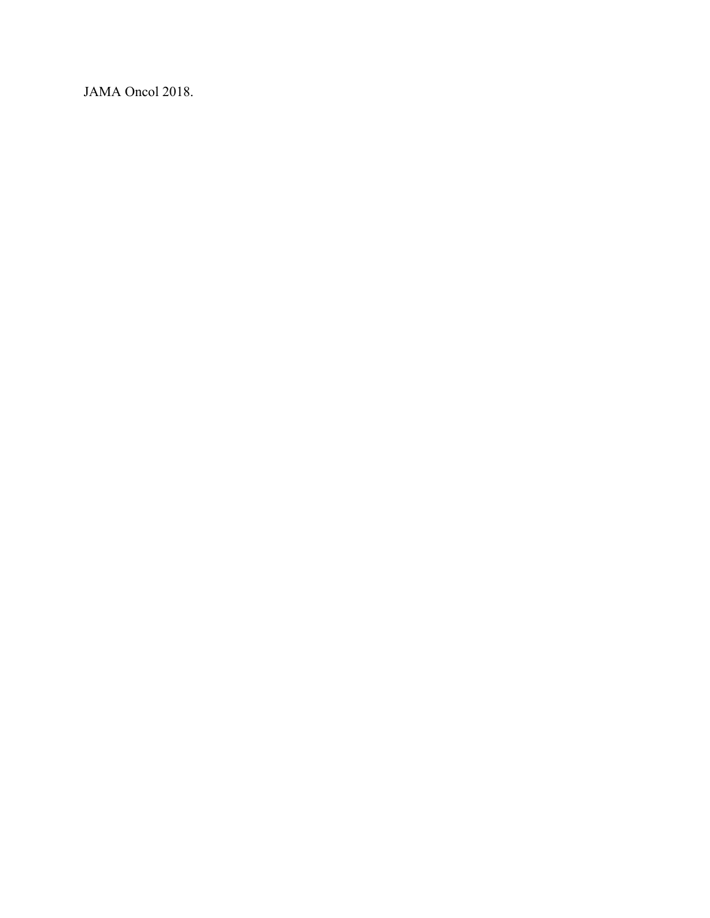JAMA Oncol 2018.